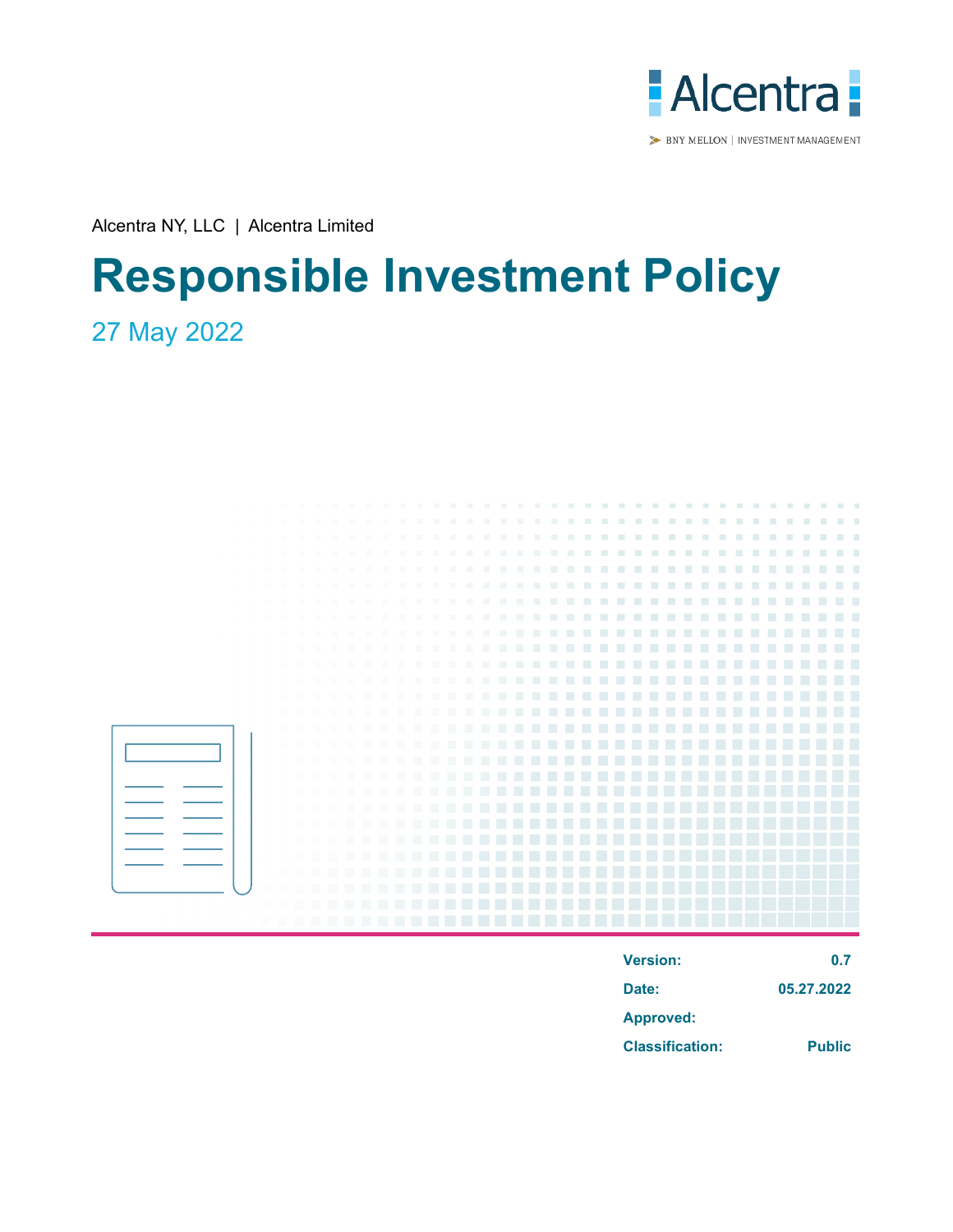Alcentra

BNY MELLON | INVESTMENT MANAGEMENT

Alcentra NY, LLC | Alcentra Limited

# Responsible Investment Policy

27 May 2022

| | |
|---|---|
| **Version:** | **0.7** |
| **Date:** | **05.27.2022** |
| **Approved:** | |
| **Classification:** | **Public** |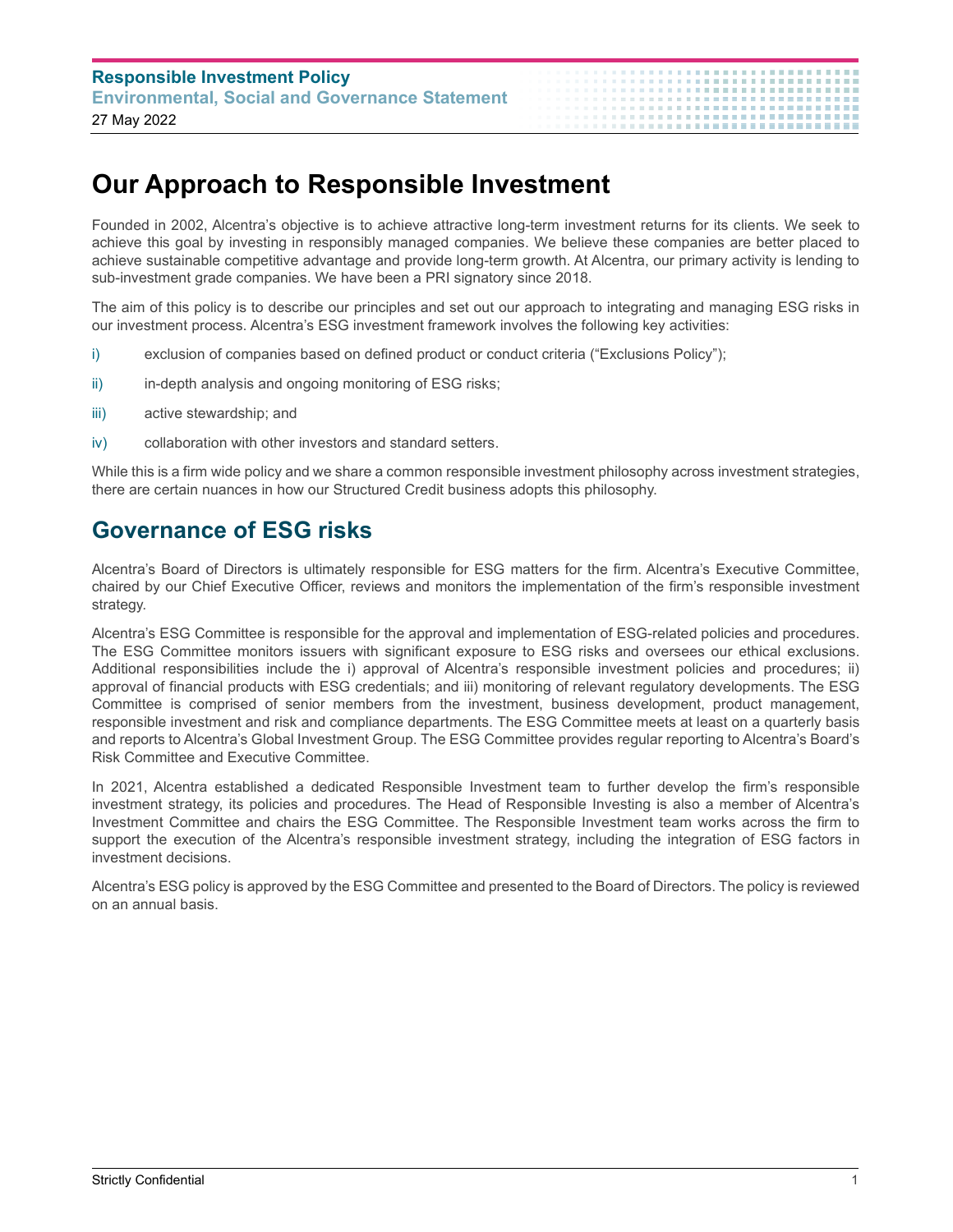# Our Approach to Responsible Investment

Founded in 2002, Alcentra's objective is to achieve attractive long-term investment returns for its clients. We seek to achieve this goal by investing in responsibly managed companies. We believe these companies are better placed to achieve sustainable competitive advantage and provide long-term growth. At Alcentra, our primary activity is lending to sub-investment grade companies. We have been a PRI signatory since 2018.

The aim of this policy is to describe our principles and set out our approach to integrating and managing ESG risks in our investment process. Alcentra's ESG investment framework involves the following key activities:

i) exclusion of companies based on defined product or conduct criteria ("Exclusions Policy");

ii) in-depth analysis and ongoing monitoring of ESG risks;

iii) active stewardship; and

iv) collaboration with other investors and standard setters.

While this is a firm wide policy and we share a common responsible investment philosophy across investment strategies, there are certain nuances in how our Structured Credit business adopts this philosophy.

## Governance of ESG risks

Alcentra's Board of Directors is ultimately responsible for ESG matters for the firm. Alcentra's Executive Committee, chaired by our Chief Executive Officer, reviews and monitors the implementation of the firm's responsible investment strategy.

Alcentra's ESG Committee is responsible for the approval and implementation of ESG-related policies and procedures. The ESG Committee monitors issuers with significant exposure to ESG risks and oversees our ethical exclusions. Additional responsibilities include the i) approval of Alcentra's responsible investment policies and procedures; ii) approval of financial products with ESG credentials; and iii) monitoring of relevant regulatory developments. The ESG Committee is comprised of senior members from the investment, business development, product management, responsible investment and risk and compliance departments. The ESG Committee meets at least on a quarterly basis and reports to Alcentra's Global Investment Group. The ESG Committee provides regular reporting to Alcentra's Board's Risk Committee and Executive Committee.

In 2021, Alcentra established a dedicated Responsible Investment team to further develop the firm's responsible investment strategy, its policies and procedures. The Head of Responsible Investing is also a member of Alcentra's Investment Committee and chairs the ESG Committee. The Responsible Investment team works across the firm to support the execution of the Alcentra's responsible investment strategy, including the integration of ESG factors in investment decisions.

Alcentra's ESG policy is approved by the ESG Committee and presented to the Board of Directors. The policy is reviewed on an annual basis.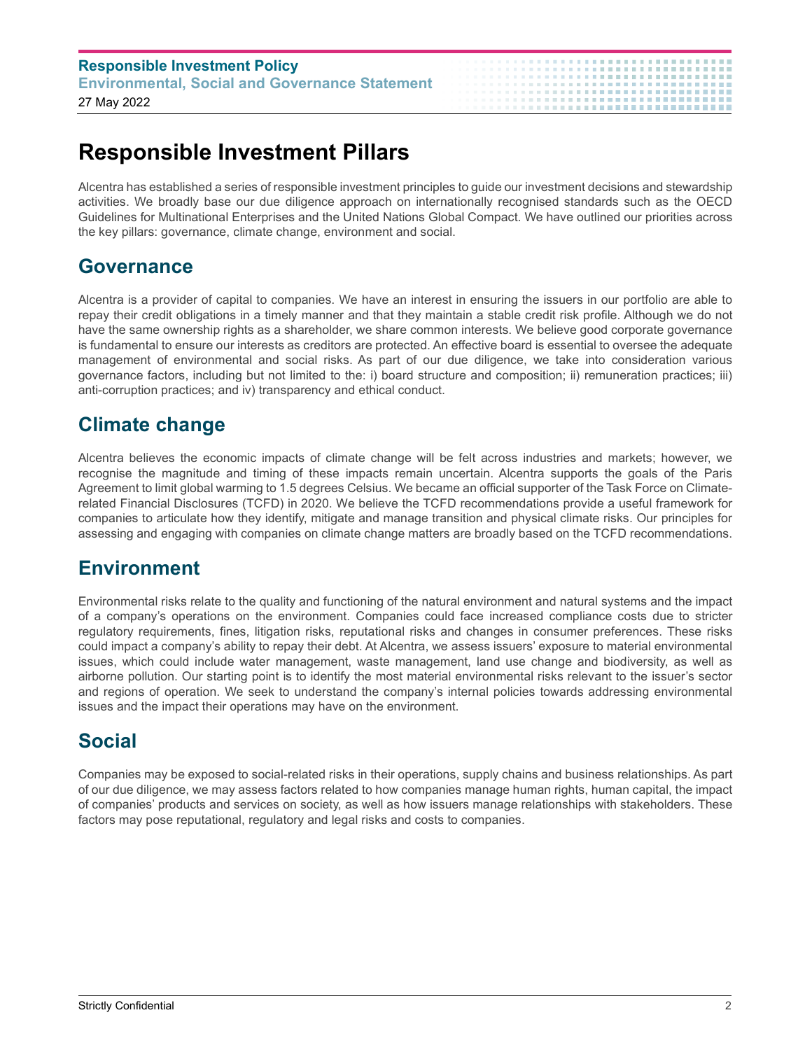# Responsible Investment Pillars

Alcentra has established a series of responsible investment principles to guide our investment decisions and stewardship activities. We broadly base our due diligence approach on internationally recognised standards such as the OECD Guidelines for Multinational Enterprises and the United Nations Global Compact. We have outlined our priorities across the key pillars: governance, climate change, environment and social.

## Governance

Alcentra is a provider of capital to companies. We have an interest in ensuring the issuers in our portfolio are able to repay their credit obligations in a timely manner and that they maintain a stable credit risk profile. Although we do not have the same ownership rights as a shareholder, we share common interests. We believe good corporate governance is fundamental to ensure our interests as creditors are protected. An effective board is essential to oversee the adequate management of environmental and social risks. As part of our due diligence, we take into consideration various governance factors, including but not limited to the: i) board structure and composition; ii) remuneration practices; iii) anti-corruption practices; and iv) transparency and ethical conduct.

## Climate change

Alcentra believes the economic impacts of climate change will be felt across industries and markets; however, we recognise the magnitude and timing of these impacts remain uncertain. Alcentra supports the goals of the Paris Agreement to limit global warming to 1.5 degrees Celsius. We became an official supporter of the Task Force on Climate-related Financial Disclosures (TCFD) in 2020. We believe the TCFD recommendations provide a useful framework for companies to articulate how they identify, mitigate and manage transition and physical climate risks. Our principles for assessing and engaging with companies on climate change matters are broadly based on the TCFD recommendations.

## Environment

Environmental risks relate to the quality and functioning of the natural environment and natural systems and the impact of a company's operations on the environment. Companies could face increased compliance costs due to stricter regulatory requirements, fines, litigation risks, reputational risks and changes in consumer preferences. These risks could impact a company's ability to repay their debt. At Alcentra, we assess issuers' exposure to material environmental issues, which could include water management, waste management, land use change and biodiversity, as well as airborne pollution. Our starting point is to identify the most material environmental risks relevant to the issuer's sector and regions of operation. We seek to understand the company's internal policies towards addressing environmental issues and the impact their operations may have on the environment.

## Social

Companies may be exposed to social-related risks in their operations, supply chains and business relationships. As part of our due diligence, we may assess factors related to how companies manage human rights, human capital, the impact of companies' products and services on society, as well as how issuers manage relationships with stakeholders. These factors may pose reputational, regulatory and legal risks and costs to companies.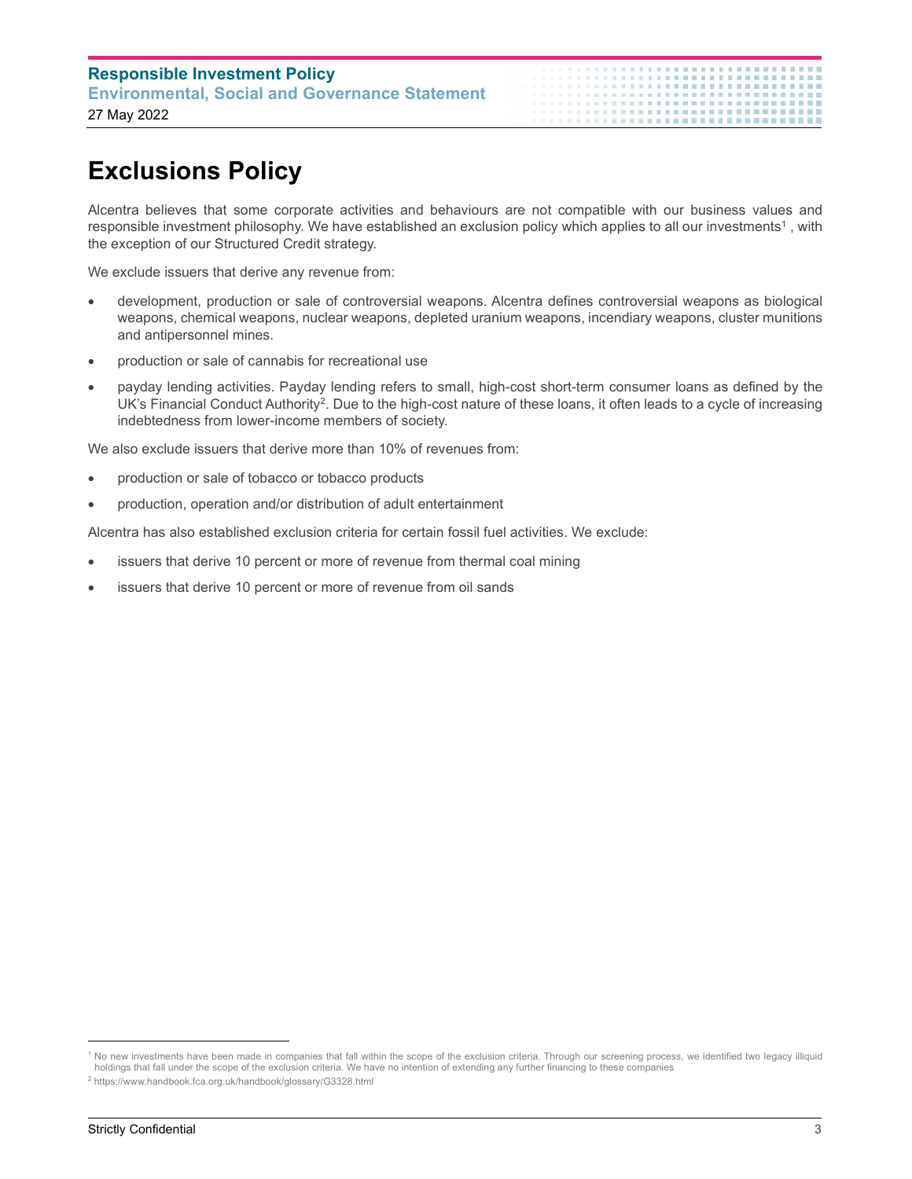# Exclusions Policy

Alcentra believes that some corporate activities and behaviours are not compatible with our business values and responsible investment philosophy. We have established an exclusion policy which applies to all our investments[1] , with the exception of our Structured Credit strategy.

We exclude issuers that derive any revenue from:

- development, production or sale of controversial weapons. Alcentra defines controversial weapons as biological weapons, chemical weapons, nuclear weapons, depleted uranium weapons, incendiary weapons, cluster munitions and antipersonnel mines.
- production or sale of cannabis for recreational use
- payday lending activities. Payday lending refers to small, high-cost short-term consumer loans as defined by the UK's Financial Conduct Authority[2]. Due to the high-cost nature of these loans, it often leads to a cycle of increasing indebtedness from lower-income members of society.

We also exclude issuers that derive more than 10% of revenues from:

- production or sale of tobacco or tobacco products
- production, operation and/or distribution of adult entertainment

Alcentra has also established exclusion criteria for certain fossil fuel activities. We exclude:

- issuers that derive 10 percent or more of revenue from thermal coal mining
- issuers that derive 10 percent or more of revenue from oil sands

---

[1] No new investments have been made in companies that fall within the scope of the exclusion criteria. Through our screening process, we identified two legacy illiquid holdings that fall under the scope of the exclusion criteria. We have no intention of extending any further financing to these companies

[2] https://www.handbook.fca.org.uk/handbook/glossary/G3328.html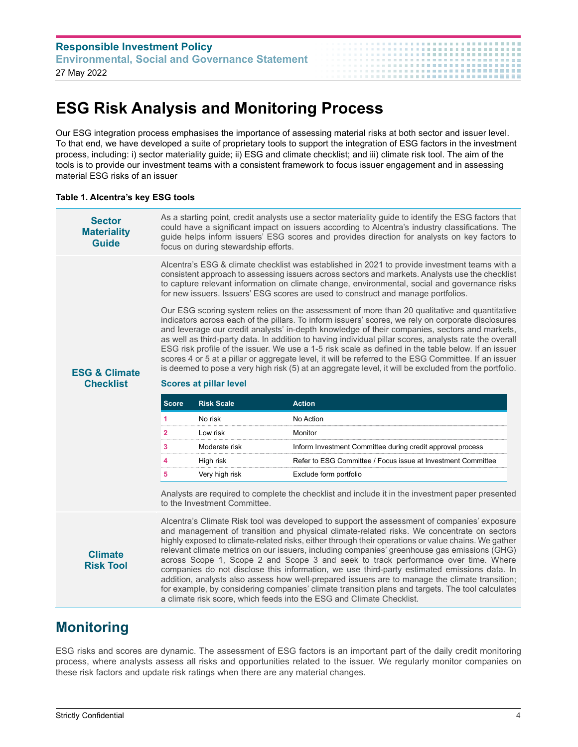# ESG Risk Analysis and Monitoring Process

Our ESG integration process emphasises the importance of assessing material risks at both sector and issuer level. To that end, we have developed a suite of proprietary tools to support the integration of ESG factors in the investment process, including: i) sector materiality guide; ii) ESG and climate checklist; and iii) climate risk tool. The aim of the tools is to provide our investment teams with a consistent framework to focus issuer engagement and in assessing material ESG risks of an issuer

**Table 1. Alcentra's key ESG tools**

**Sector Materiality Guide**

As a starting point, credit analysts use a sector materiality guide to identify the ESG factors that could have a significant impact on issuers according to Alcentra's industry classifications. The guide helps inform issuers' ESG scores and provides direction for analysts on key factors to focus on during stewardship efforts.

**ESG & Climate Checklist**

Alcentra's ESG & climate checklist was established in 2021 to provide investment teams with a consistent approach to assessing issuers across sectors and markets. Analysts use the checklist to capture relevant information on climate change, environmental, social and governance risks for new issuers. Issuers' ESG scores are used to construct and manage portfolios.

Our ESG scoring system relies on the assessment of more than 20 qualitative and quantitative indicators across each of the pillars. To inform issuers' scores, we rely on corporate disclosures and leverage our credit analysts' in-depth knowledge of their companies, sectors and markets, as well as third-party data. In addition to having individual pillar scores, analysts rate the overall ESG risk profile of the issuer. We use a 1-5 risk scale as defined in the table below. If an issuer scores 4 or 5 at a pillar or aggregate level, it will be referred to the ESG Committee. If an issuer is deemed to pose a very high risk (5) at an aggregate level, it will be excluded from the portfolio.

**Scores at pillar level**

| Score | Risk Scale | Action |
|---|---|---|
| 1 | No risk | No Action |
| 2 | Low risk | Monitor |
| 3 | Moderate risk | Inform Investment Committee during credit approval process |
| 4 | High risk | Refer to ESG Committee / Focus issue at Investment Committee |
| 5 | Very high risk | Exclude form portfolio |

Analysts are required to complete the checklist and include it in the investment paper presented to the Investment Committee.

**Climate Risk Tool**

Alcentra's Climate Risk tool was developed to support the assessment of companies' exposure and management of transition and physical climate-related risks. We concentrate on sectors highly exposed to climate-related risks, either through their operations or value chains. We gather relevant climate metrics on our issuers, including companies' greenhouse gas emissions (GHG) across Scope 1, Scope 2 and Scope 3 and seek to track performance over time. Where companies do not disclose this information, we use third-party estimated emissions data. In addition, analysts also assess how well-prepared issuers are to manage the climate transition; for example, by considering companies' climate transition plans and targets. The tool calculates a climate risk score, which feeds into the ESG and Climate Checklist.

## Monitoring

ESG risks and scores are dynamic. The assessment of ESG factors is an important part of the daily credit monitoring process, where analysts assess all risks and opportunities related to the issuer. We regularly monitor companies on these risk factors and update risk ratings when there are any material changes.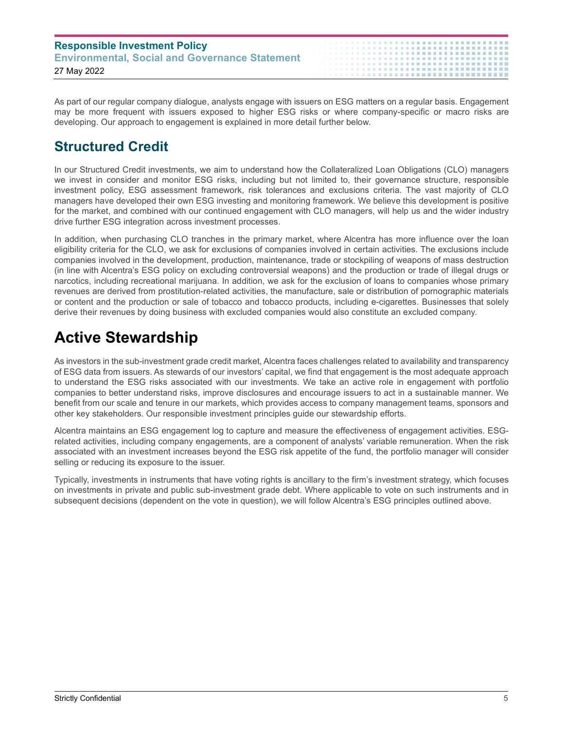As part of our regular company dialogue, analysts engage with issuers on ESG matters on a regular basis. Engagement may be more frequent with issuers exposed to higher ESG risks or where company-specific or macro risks are developing. Our approach to engagement is explained in more detail further below.

## Structured Credit

In our Structured Credit investments, we aim to understand how the Collateralized Loan Obligations (CLO) managers we invest in consider and monitor ESG risks, including but not limited to, their governance structure, responsible investment policy, ESG assessment framework, risk tolerances and exclusions criteria. The vast majority of CLO managers have developed their own ESG investing and monitoring framework. We believe this development is positive for the market, and combined with our continued engagement with CLO managers, will help us and the wider industry drive further ESG integration across investment processes.

In addition, when purchasing CLO tranches in the primary market, where Alcentra has more influence over the loan eligibility criteria for the CLO, we ask for exclusions of companies involved in certain activities. The exclusions include companies involved in the development, production, maintenance, trade or stockpiling of weapons of mass destruction (in line with Alcentra's ESG policy on excluding controversial weapons) and the production or trade of illegal drugs or narcotics, including recreational marijuana. In addition, we ask for the exclusion of loans to companies whose primary revenues are derived from prostitution-related activities, the manufacture, sale or distribution of pornographic materials or content and the production or sale of tobacco and tobacco products, including e-cigarettes. Businesses that solely derive their revenues by doing business with excluded companies would also constitute an excluded company.

# Active Stewardship

As investors in the sub-investment grade credit market, Alcentra faces challenges related to availability and transparency of ESG data from issuers. As stewards of our investors' capital, we find that engagement is the most adequate approach to understand the ESG risks associated with our investments. We take an active role in engagement with portfolio companies to better understand risks, improve disclosures and encourage issuers to act in a sustainable manner. We benefit from our scale and tenure in our markets, which provides access to company management teams, sponsors and other key stakeholders. Our responsible investment principles guide our stewardship efforts.

Alcentra maintains an ESG engagement log to capture and measure the effectiveness of engagement activities. ESG-related activities, including company engagements, are a component of analysts' variable remuneration. When the risk associated with an investment increases beyond the ESG risk appetite of the fund, the portfolio manager will consider selling or reducing its exposure to the issuer.

Typically, investments in instruments that have voting rights is ancillary to the firm's investment strategy, which focuses on investments in private and public sub-investment grade debt. Where applicable to vote on such instruments and in subsequent decisions (dependent on the vote in question), we will follow Alcentra's ESG principles outlined above.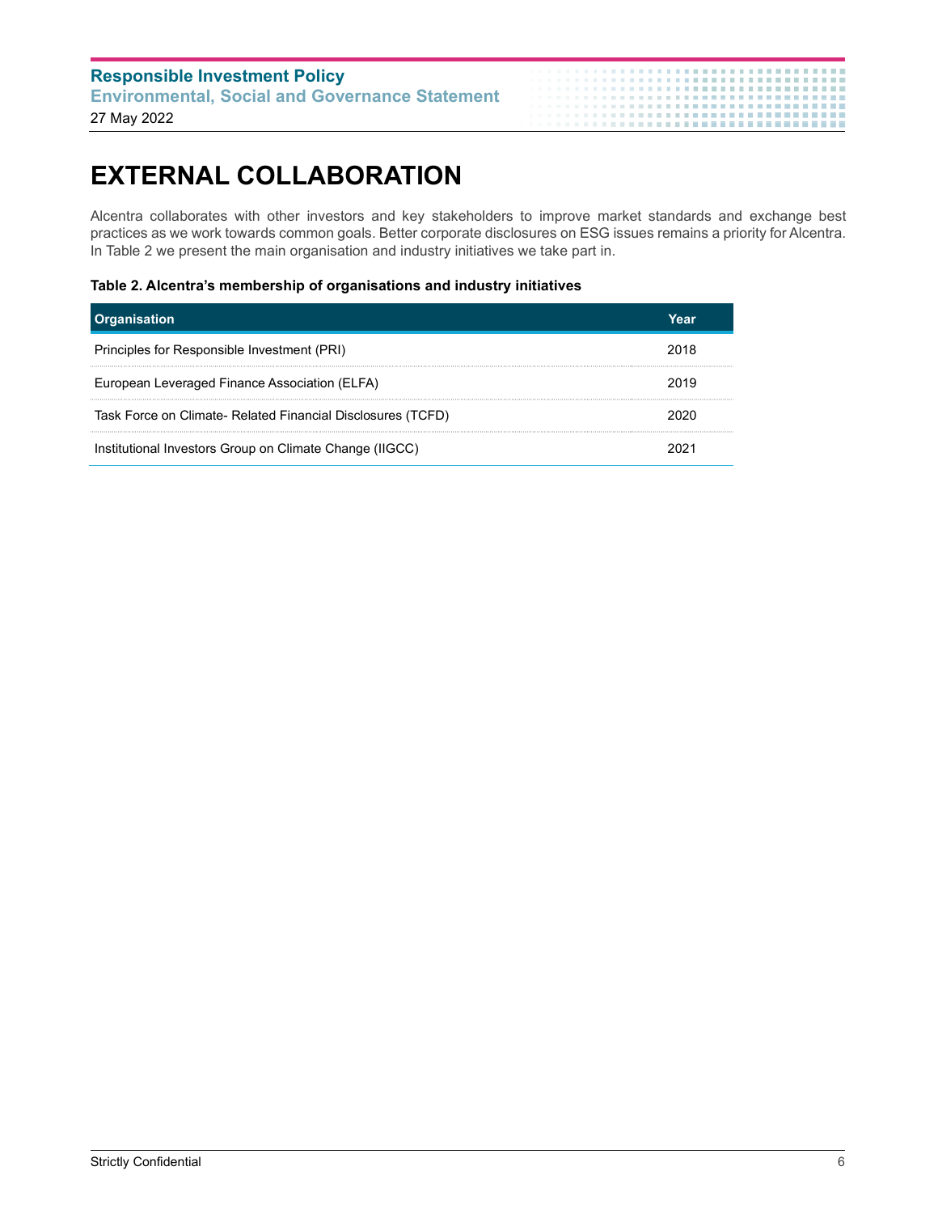# EXTERNAL COLLABORATION

Alcentra collaborates with other investors and key stakeholders to improve market standards and exchange best practices as we work towards common goals. Better corporate disclosures on ESG issues remains a priority for Alcentra. In Table 2 we present the main organisation and industry initiatives we take part in.

**Table 2. Alcentra's membership of organisations and industry initiatives**

| Organisation | Year |
|---|---|
| Principles for Responsible Investment (PRI) | 2018 |
| European Leveraged Finance Association (ELFA) | 2019 |
| Task Force on Climate- Related Financial Disclosures (TCFD) | 2020 |
| Institutional Investors Group on Climate Change (IIGCC) | 2021 |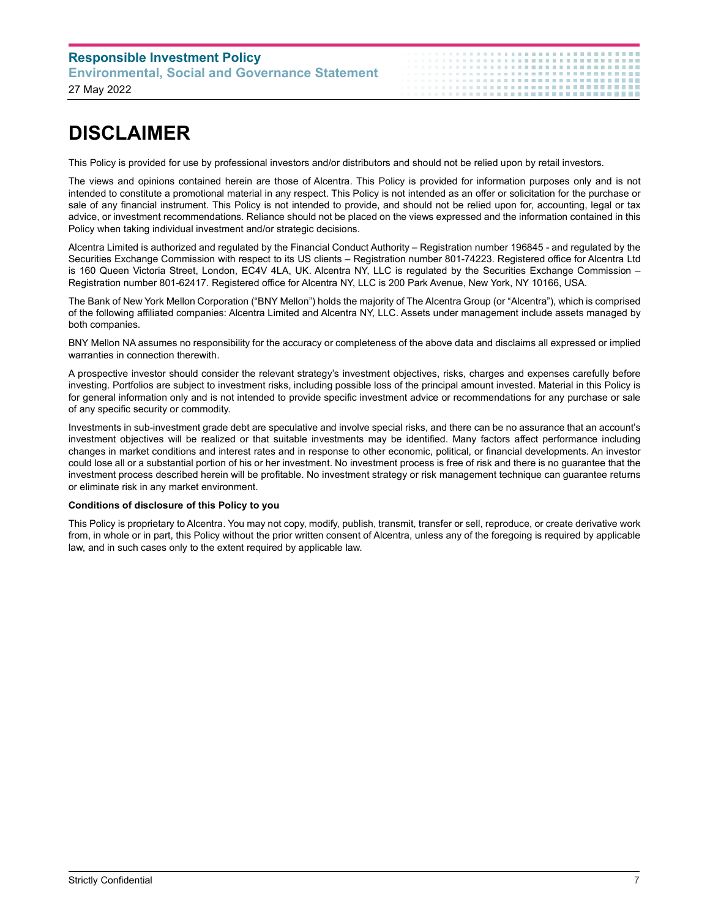# DISCLAIMER

This Policy is provided for use by professional investors and/or distributors and should not be relied upon by retail investors.

The views and opinions contained herein are those of Alcentra. This Policy is provided for information purposes only and is not intended to constitute a promotional material in any respect. This Policy is not intended as an offer or solicitation for the purchase or sale of any financial instrument. This Policy is not intended to provide, and should not be relied upon for, accounting, legal or tax advice, or investment recommendations. Reliance should not be placed on the views expressed and the information contained in this Policy when taking individual investment and/or strategic decisions.

Alcentra Limited is authorized and regulated by the Financial Conduct Authority – Registration number 196845 - and regulated by the Securities Exchange Commission with respect to its US clients – Registration number 801-74223. Registered office for Alcentra Ltd is 160 Queen Victoria Street, London, EC4V 4LA, UK. Alcentra NY, LLC is regulated by the Securities Exchange Commission – Registration number 801-62417. Registered office for Alcentra NY, LLC is 200 Park Avenue, New York, NY 10166, USA.

The Bank of New York Mellon Corporation ("BNY Mellon") holds the majority of The Alcentra Group (or "Alcentra"), which is comprised of the following affiliated companies: Alcentra Limited and Alcentra NY, LLC. Assets under management include assets managed by both companies.

BNY Mellon NA assumes no responsibility for the accuracy or completeness of the above data and disclaims all expressed or implied warranties in connection therewith.

A prospective investor should consider the relevant strategy's investment objectives, risks, charges and expenses carefully before investing. Portfolios are subject to investment risks, including possible loss of the principal amount invested. Material in this Policy is for general information only and is not intended to provide specific investment advice or recommendations for any purchase or sale of any specific security or commodity.

Investments in sub-investment grade debt are speculative and involve special risks, and there can be no assurance that an account's investment objectives will be realized or that suitable investments may be identified. Many factors affect performance including changes in market conditions and interest rates and in response to other economic, political, or financial developments. An investor could lose all or a substantial portion of his or her investment. No investment process is free of risk and there is no guarantee that the investment process described herein will be profitable. No investment strategy or risk management technique can guarantee returns or eliminate risk in any market environment.

**Conditions of disclosure of this Policy to you**

This Policy is proprietary to Alcentra. You may not copy, modify, publish, transmit, transfer or sell, reproduce, or create derivative work from, in whole or in part, this Policy without the prior written consent of Alcentra, unless any of the foregoing is required by applicable law, and in such cases only to the extent required by applicable law.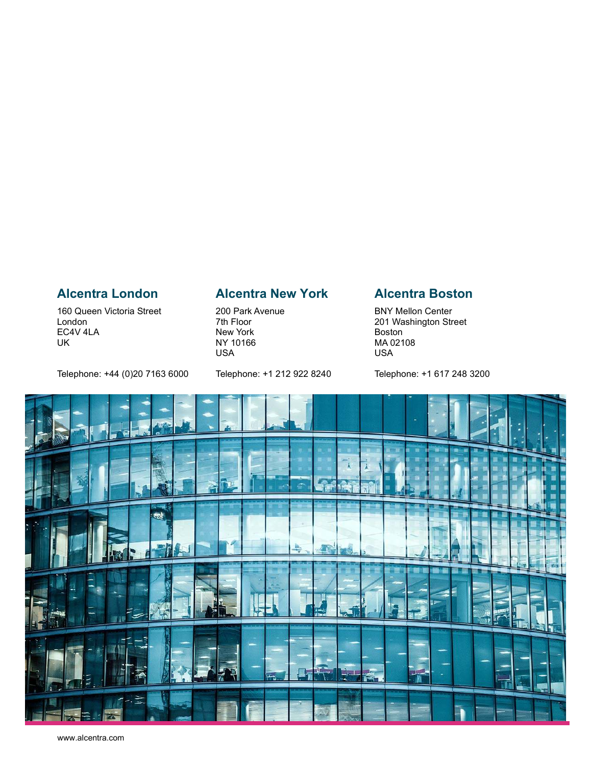## Alcentra London

160 Queen Victoria Street
London
EC4V 4LA
UK

Telephone: +44 (0)20 7163 6000

## Alcentra New York

200 Park Avenue
7th Floor
New York
NY 10166
USA

Telephone: +1 212 922 8240

## Alcentra Boston

BNY Mellon Center
201 Washington Street
Boston
MA 02108
USA

Telephone: +1 617 248 3200

www.alcentra.com